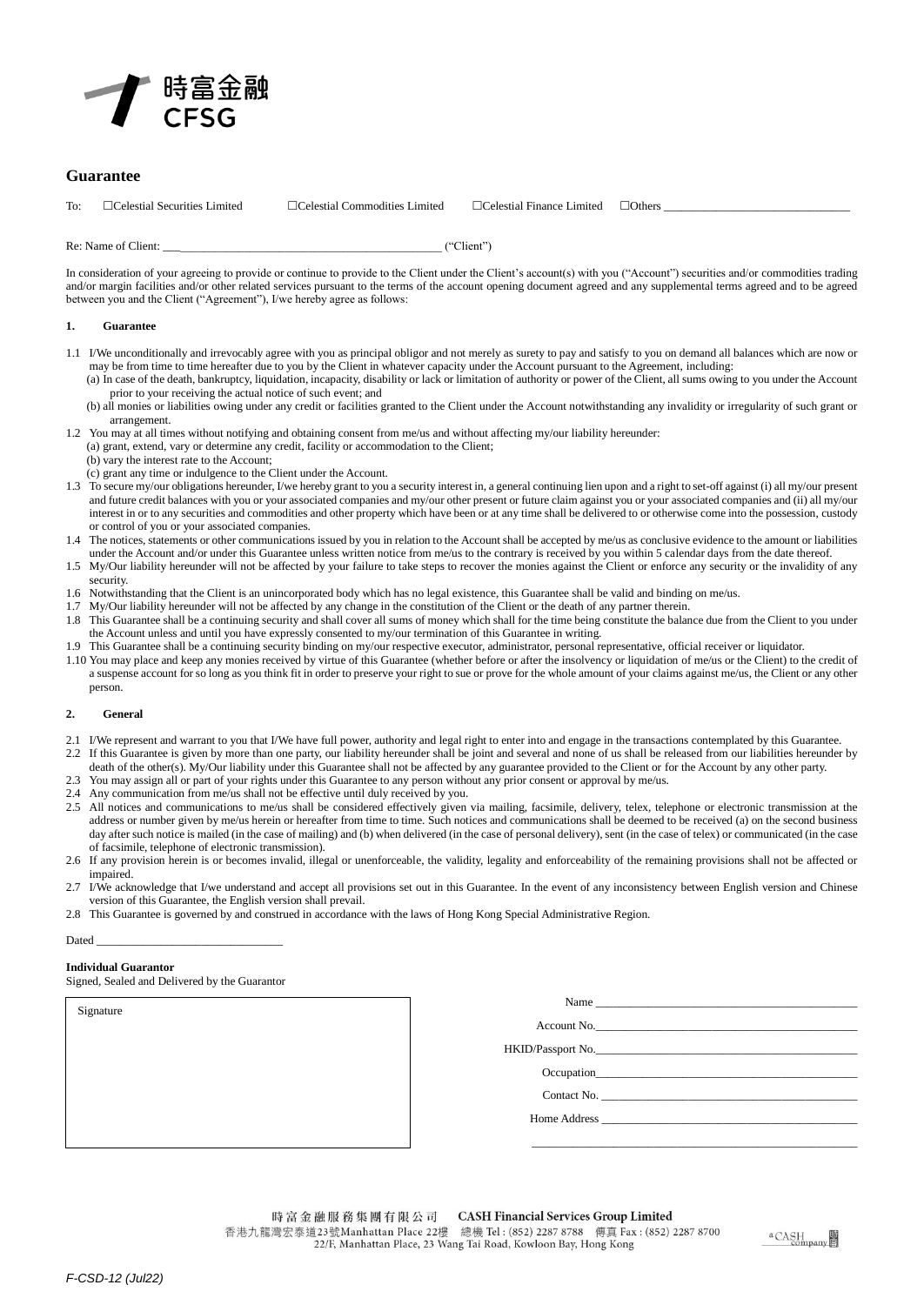時富金融
CFSG

## Guarantee

To: ☐Celestial Securities Limited ☐Celestial Commodities Limited ☐Celestial Finance Limited ☐Others ______________________________

Re: Name of Client: ______________________________________________ ("Client")

In consideration of your agreeing to provide or continue to provide to the Client under the Client's account(s) with you ("Account") securities and/or commodities trading and/or margin facilities and/or other related services pursuant to the terms of the account opening document agreed and any supplemental terms agreed and to be agreed between you and the Client ("Agreement"), I/we hereby agree as follows:

### 1. Guarantee

1.1 I/We unconditionally and irrevocably agree with you as principal obligor and not merely as surety to pay and satisfy to you on demand all balances which are now or may be from time to time hereafter due to you by the Client in whatever capacity under the Account pursuant to the Agreement, including:
   (a) In case of the death, bankruptcy, liquidation, incapacity, disability or lack or limitation of authority or power of the Client, all sums owing to you under the Account prior to your receiving the actual notice of such event; and
   (b) all monies or liabilities owing under any credit or facilities granted to the Client under the Account notwithstanding any invalidity or irregularity of such grant or arrangement.

1.2 You may at all times without notifying and obtaining consent from me/us and without affecting my/our liability hereunder:
   (a) grant, extend, vary or determine any credit, facility or accommodation to the Client;
   (b) vary the interest rate to the Account;
   (c) grant any time or indulgence to the Client under the Account.

1.3 To secure my/our obligations hereunder, I/we hereby grant to you a security interest in, a general continuing lien upon and a right to set-off against (i) all my/our present and future credit balances with you or your associated companies and my/our other present or future claim against you or your associated companies and (ii) all my/our interest in or to any securities and commodities and other property which have been or at any time shall be delivered to or otherwise come into the possession, custody or control of you or your associated companies.

1.4 The notices, statements or other communications issued by you in relation to the Account shall be accepted by me/us as conclusive evidence to the amount or liabilities under the Account and/or under this Guarantee unless written notice from me/us to the contrary is received by you within 5 calendar days from the date thereof.

1.5 My/Our liability hereunder will not be affected by your failure to take steps to recover the monies against the Client or enforce any security or the invalidity of any security.

1.6 Notwithstanding that the Client is an unincorporated body which has no legal existence, this Guarantee shall be valid and binding on me/us.

1.7 My/Our liability hereunder will not be affected by any change in the constitution of the Client or the death of any partner therein.

1.8 This Guarantee shall be a continuing security and shall cover all sums of money which shall for the time being constitute the balance due from the Client to you under the Account unless and until you have expressly consented to my/our termination of this Guarantee in writing.

1.9 This Guarantee shall be a continuing security binding on my/our respective executor, administrator, personal representative, official receiver or liquidator.

1.10 You may place and keep any monies received by virtue of this Guarantee (whether before or after the insolvency or liquidation of me/us or the Client) to the credit of a suspense account for so long as you think fit in order to preserve your right to sue or prove for the whole amount of your claims against me/us, the Client or any other person.

### 2. General

2.1 I/We represent and warrant to you that I/We have full power, authority and legal right to enter into and engage in the transactions contemplated by this Guarantee.

2.2 If this Guarantee is given by more than one party, our liability hereunder shall be joint and several and none of us shall be released from our liabilities hereunder by death of the other(s). My/Our liability under this Guarantee shall not be affected by any guarantee provided to the Client or for the Account by any other party.

2.3 You may assign all or part of your rights under this Guarantee to any person without any prior consent or approval by me/us.

2.4 Any communication from me/us shall not be effective until duly received by you.

2.5 All notices and communications to me/us shall be considered effectively given via mailing, facsimile, delivery, telex, telephone or electronic transmission at the address or number given by me/us herein or hereafter from time to time. Such notices and communications shall be deemed to be received (a) on the second business day after such notice is mailed (in the case of mailing) and (b) when delivered (in the case of personal delivery), sent (in the case of telex) or communicated (in the case of facsimile, telephone of electronic transmission).

2.6 If any provision herein is or becomes invalid, illegal or unenforceable, the validity, legality and enforceability of the remaining provisions shall not be affected or impaired.

2.7 I/We acknowledge that I/we understand and accept all provisions set out in this Guarantee. In the event of any inconsistency between English version and Chinese version of this Guarantee, the English version shall prevail.

2.8 This Guarantee is governed by and construed in accordance with the laws of Hong Kong Special Administrative Region.

Dated ______________________________

**Individual Guarantor**
Signed, Sealed and Delivered by the Guarantor

Signature

Name ______________________________

Account No. ______________________________

HKID/Passport No. ______________________________

Occupation ______________________________

Contact No. ______________________________

Home Address ______________________________

______________________________

時富金融服務集團有限公司 **CASH Financial Services Group Limited**
香港九龍灣宏泰道23號Manhattan Place 22樓 總機 Tel : (852) 2287 8788 傳真 Fax : (852) 2287 8700
22/F, Manhattan Place, 23 Wang Tai Road, Kowloon Bay, Hong Kong

a CASH company

*F-CSD-12 (Jul22)*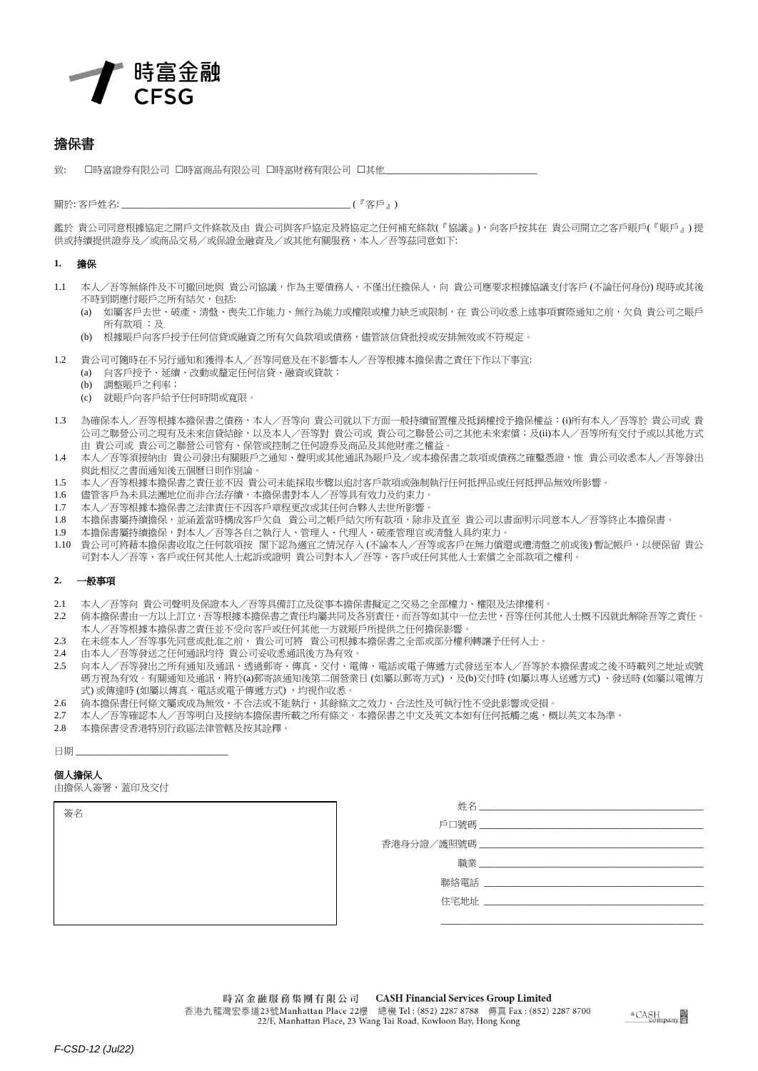時富金融
CFSG

# 擔保書

致: ☐時富證券有限公司 ☐時富商品有限公司 ☐時富財務有限公司 ☐其他________________________________

關於: 客戶姓名: ______________________________________________ (『客戶』)

鑑於 貴公司同意根據協定之開戶文件條款及由 貴公司與客戶協定及將協定之任何補充條款(『協議』)，向客戶按其在 貴公司開立之客戶賬戶(『賬戶』) 提供或持續提供證券及／或商品交易／或保證金融資及／或其他有關服務，本人／吾等茲同意如下:

## 1. 擔保

1.1 本人／吾等無條件及不可撤回地與 貴公司協議，作為主要債務人，不僅出任擔保人，向 貴公司應要求根據協議支付客戶 (不論任何身份) 現時或其後不時到期應付賬戶之所有結欠，包括:
   (a) 如屬客戶去世、破產、清盤、喪失工作能力、無行為能力或權限或權力缺乏或限制，在 貴公司收悉上述事項實際通知之前，欠負 貴公司之賬戶所有款項 ；及
   (b) 根據賬戶向客戶授予任何信貸或融資之所有欠負款項或債務，儘管該信貸批授或安排無效或不符規定。

1.2 貴公司可隨時在不另行通知和獲得本人／吾等同意及在不影響本人／吾等根據本擔保書之責任下作以下事宜:
   (a) 向客戶授予、延續、改動或釐定任何信貸、融資或貸款；
   (b) 調整賬戶之利率；
   (c) 就賬戶向客戶給予任何時間或寬限。

1.3 為確保本人／吾等根據本擔保書之債務，本人／吾等向 貴公司就以下方面一般持續留置權及抵銷權授予擔保權益：(i)所有本人／吾等於 貴公司或 貴公司之聯營公司之現有及未來信貸結餘，以及本人／吾等對 貴公司或 貴公司之聯營公司之其他未來索償；及(ii)本人／吾等所有交付予或以其他方式由 貴公司或 貴公司之聯營公司管有、保管或控制之任何證券及商品及其他財產之權益。

1.4 本人／吾等須接納由 貴公司發出有關賬戶之通知、聲明或其他通訊為賬戶及／或本擔保書之款項或債務之確鑿憑證，惟 貴公司收悉本人／吾等發出與此相反之書面通知後五個曆日則作別論。

1.5 本人／吾等根據本擔保書之責任並不因 貴公司未能採取步驟以追討客戶款項或強制執行任何抵押品或任何抵押品無效所影響。

1.6 儘管客戶為未具法團地位而非合法存續，本擔保書對本人／吾等具有效力及約束力。

1.7 本人／吾等根據本擔保書之法律責任不因客戶章程更改或其任何合夥人去世所影響。

1.8 本擔保書屬持續擔保，並涵蓋當時構成客戶欠負 貴公司之帳戶結欠所有款項，除非及直至 貴公司以書面明示同意本人／吾等終止本擔保書。

1.9 本擔保書屬持續擔保，對本人／吾等各自之執行人、管理人、代理人、破產管理官或清盤人具約束力。

1.10 貴公司可將藉本擔保書收取之任何款項按 閣下認為適宜之情況存入 (不論本人／吾等或客戶在無力償還或遭清盤之前或後) 暫記帳戶，以便保留 貴公司對本人／吾等、客戶或任何其他人士起訴或證明 貴公司對本人／吾等、客戶或任何其他人士索償之全部款項之權利。

## 2. 一般事項

2.1 本人／吾等向 貴公司聲明及保證本人／吾等具備訂立及從事本擔保書擬定之交易之全部權力、權限及法律權利。

2.2 倘本擔保書由一方以上訂立，吾等根據本擔保書之責任均屬共同及各別責任，而吾等如其中一位去世，吾等任何其他人士概不因就此解除吾等之責任。本人／吾等根據本擔保書之責任並不受向客戶或任何其他一方就賬戶所提供之任何擔保影響。

2.3 在未經本人／吾等事先同意或批准之前， 貴公司可將 貴公司根據本擔保書之全部或部分權利轉讓予任何人士。

2.4 由本人／吾等發送之任何通訊均待 貴公司妥收悉通訊後方為有效。

2.5 向本人／吾等發出之所有通知及通訊，透過郵寄、傳真、交付、電傳、電話或電子傳遞方式發送至本人／吾等於本擔保書或之後不時載列之地址或號碼方視為有效。有關通知及通訊，將於(a)郵寄該通知後第二個營業日 (如屬以郵寄方式) ，及(b)交付時 (如屬以專人送遞方式) 、發送時 (如屬以電傳方式) 或傳達時 (如屬以傳真、電話或電子傳遞方式) ，均視作收悉。

2.6 倘本擔保書任何條文屬或成為無效、不合法或不能執行，其餘條文之效力、合法性及可執行性不受此影響或受損。

2.7 本人／吾等確認本人／吾等明白及接納本擔保書所載之所有條文。本擔保書之中文及英文本如有任何抵觸之處，概以英文本為準。

2.8 本擔保書受香港特別行政區法律管轄及按其詮釋。

日期 ________________________________

### 個人擔保人

由擔保人簽署、蓋印及交付

簽名

姓名 ________________________________

戶口號碼 ________________________________

香港身分證／護照號碼 ________________________________

職業 ________________________________

聯絡電話 ________________________________

住宅地址 ________________________________

________________________________

時富金融服務集團有限公司 CASH Financial Services Group Limited
香港九龍灣宏泰道23號Manhattan Place 22樓 總機 Tel : (852) 2287 8788 傳真 Fax : (852) 2287 8700
22/F, Manhattan Place, 23 Wang Tai Road, Kowloon Bay, Hong Kong

a CASH company

F-CSD-12 (Jul22)